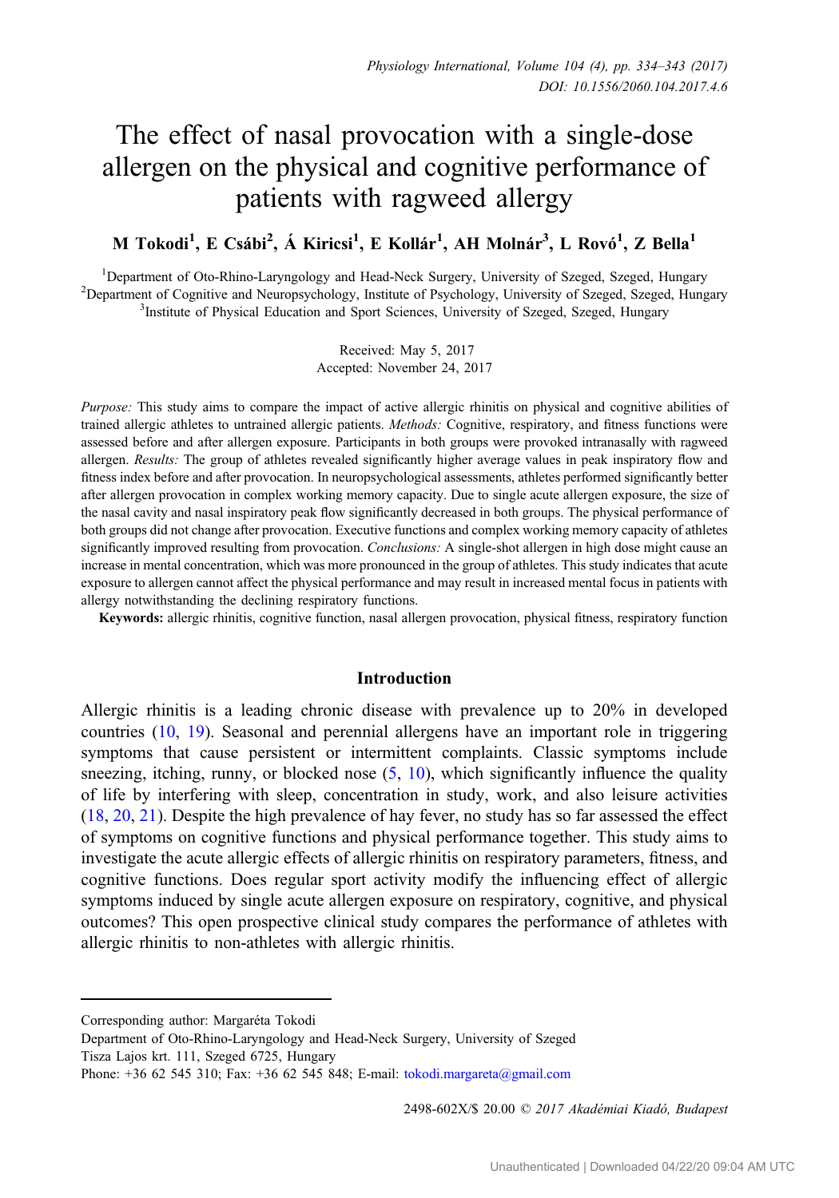# The effect of nasal provocation with a single-dose allergen on the physical and cognitive performance of patients with ragweed allergy

**M Tokodi[1], E Csábi[2], Á Kiricsi[1], E Kollár[1], AH Molnár[3], L Rovó[1], Z Bella[1]**

[1]Department of Oto-Rhino-Laryngology and Head-Neck Surgery, University of Szeged, Szeged, Hungary
[2]Department of Cognitive and Neuropsychology, Institute of Psychology, University of Szeged, Szeged, Hungary
[3]Institute of Physical Education and Sport Sciences, University of Szeged, Szeged, Hungary

Received: May 5, 2017
Accepted: November 24, 2017

*Purpose:* This study aims to compare the impact of active allergic rhinitis on physical and cognitive abilities of trained allergic athletes to untrained allergic patients. *Methods:* Cognitive, respiratory, and fitness functions were assessed before and after allergen exposure. Participants in both groups were provoked intranasally with ragweed allergen. *Results:* The group of athletes revealed significantly higher average values in peak inspiratory flow and fitness index before and after provocation. In neuropsychological assessments, athletes performed significantly better after allergen provocation in complex working memory capacity. Due to single acute allergen exposure, the size of the nasal cavity and nasal inspiratory peak flow significantly decreased in both groups. The physical performance of both groups did not change after provocation. Executive functions and complex working memory capacity of athletes significantly improved resulting from provocation. *Conclusions:* A single-shot allergen in high dose might cause an increase in mental concentration, which was more pronounced in the group of athletes. This study indicates that acute exposure to allergen cannot affect the physical performance and may result in increased mental focus in patients with allergy notwithstanding the declining respiratory functions.

**Keywords:** allergic rhinitis, cognitive function, nasal allergen provocation, physical fitness, respiratory function

## Introduction

Allergic rhinitis is a leading chronic disease with prevalence up to 20% in developed countries (10, 19). Seasonal and perennial allergens have an important role in triggering symptoms that cause persistent or intermittent complaints. Classic symptoms include sneezing, itching, runny, or blocked nose (5, 10), which significantly influence the quality of life by interfering with sleep, concentration in study, work, and also leisure activities (18, 20, 21). Despite the high prevalence of hay fever, no study has so far assessed the effect of symptoms on cognitive functions and physical performance together. This study aims to investigate the acute allergic effects of allergic rhinitis on respiratory parameters, fitness, and cognitive functions. Does regular sport activity modify the influencing effect of allergic symptoms induced by single acute allergen exposure on respiratory, cognitive, and physical outcomes? This open prospective clinical study compares the performance of athletes with allergic rhinitis to non-athletes with allergic rhinitis.

---

Corresponding author: Margaréta Tokodi
Department of Oto-Rhino-Laryngology and Head-Neck Surgery, University of Szeged
Tisza Lajos krt. 111, Szeged 6725, Hungary
Phone: +36 62 545 310; Fax: +36 62 545 848; E-mail: tokodi.margareta@gmail.com

2498-602X/$ 20.00 © 2017 Akadémiai Kiadó, Budapest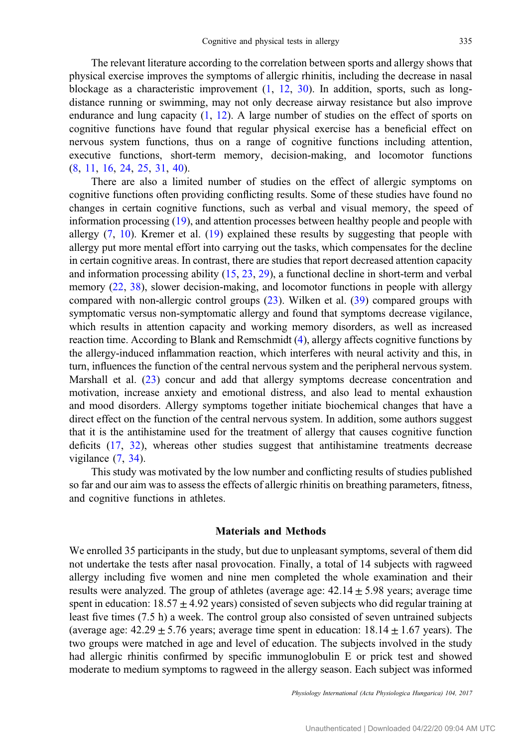The relevant literature according to the correlation between sports and allergy shows that physical exercise improves the symptoms of allergic rhinitis, including the decrease in nasal blockage as a characteristic improvement (1, 12, 30). In addition, sports, such as long-distance running or swimming, may not only decrease airway resistance but also improve endurance and lung capacity (1, 12). A large number of studies on the effect of sports on cognitive functions have found that regular physical exercise has a beneficial effect on nervous system functions, thus on a range of cognitive functions including attention, executive functions, short-term memory, decision-making, and locomotor functions (8, 11, 16, 24, 25, 31, 40).

There are also a limited number of studies on the effect of allergic symptoms on cognitive functions often providing conflicting results. Some of these studies have found no changes in certain cognitive functions, such as verbal and visual memory, the speed of information processing (19), and attention processes between healthy people and people with allergy (7, 10). Kremer et al. (19) explained these results by suggesting that people with allergy put more mental effort into carrying out the tasks, which compensates for the decline in certain cognitive areas. In contrast, there are studies that report decreased attention capacity and information processing ability (15, 23, 29), a functional decline in short-term and verbal memory (22, 38), slower decision-making, and locomotor functions in people with allergy compared with non-allergic control groups (23). Wilken et al. (39) compared groups with symptomatic versus non-symptomatic allergy and found that symptoms decrease vigilance, which results in attention capacity and working memory disorders, as well as increased reaction time. According to Blank and Remschmidt (4), allergy affects cognitive functions by the allergy-induced inflammation reaction, which interferes with neural activity and this, in turn, influences the function of the central nervous system and the peripheral nervous system. Marshall et al. (23) concur and add that allergy symptoms decrease concentration and motivation, increase anxiety and emotional distress, and also lead to mental exhaustion and mood disorders. Allergy symptoms together initiate biochemical changes that have a direct effect on the function of the central nervous system. In addition, some authors suggest that it is the antihistamine used for the treatment of allergy that causes cognitive function deficits (17, 32), whereas other studies suggest that antihistamine treatments decrease vigilance (7, 34).

This study was motivated by the low number and conflicting results of studies published so far and our aim was to assess the effects of allergic rhinitis on breathing parameters, fitness, and cognitive functions in athletes.

## Materials and Methods

We enrolled 35 participants in the study, but due to unpleasant symptoms, several of them did not undertake the tests after nasal provocation. Finally, a total of 14 subjects with ragweed allergy including five women and nine men completed the whole examination and their results were analyzed. The group of athletes (average age: $42.14 \pm 5.98$ years; average time spent in education: $18.57 \pm 4.92$ years) consisted of seven subjects who did regular training at least five times (7.5 h) a week. The control group also consisted of seven untrained subjects (average age: $42.29 \pm 5.76$ years; average time spent in education: $18.14 \pm 1.67$ years). The two groups were matched in age and level of education. The subjects involved in the study had allergic rhinitis confirmed by specific immunoglobulin E or prick test and showed moderate to medium symptoms to ragweed in the allergy season. Each subject was informed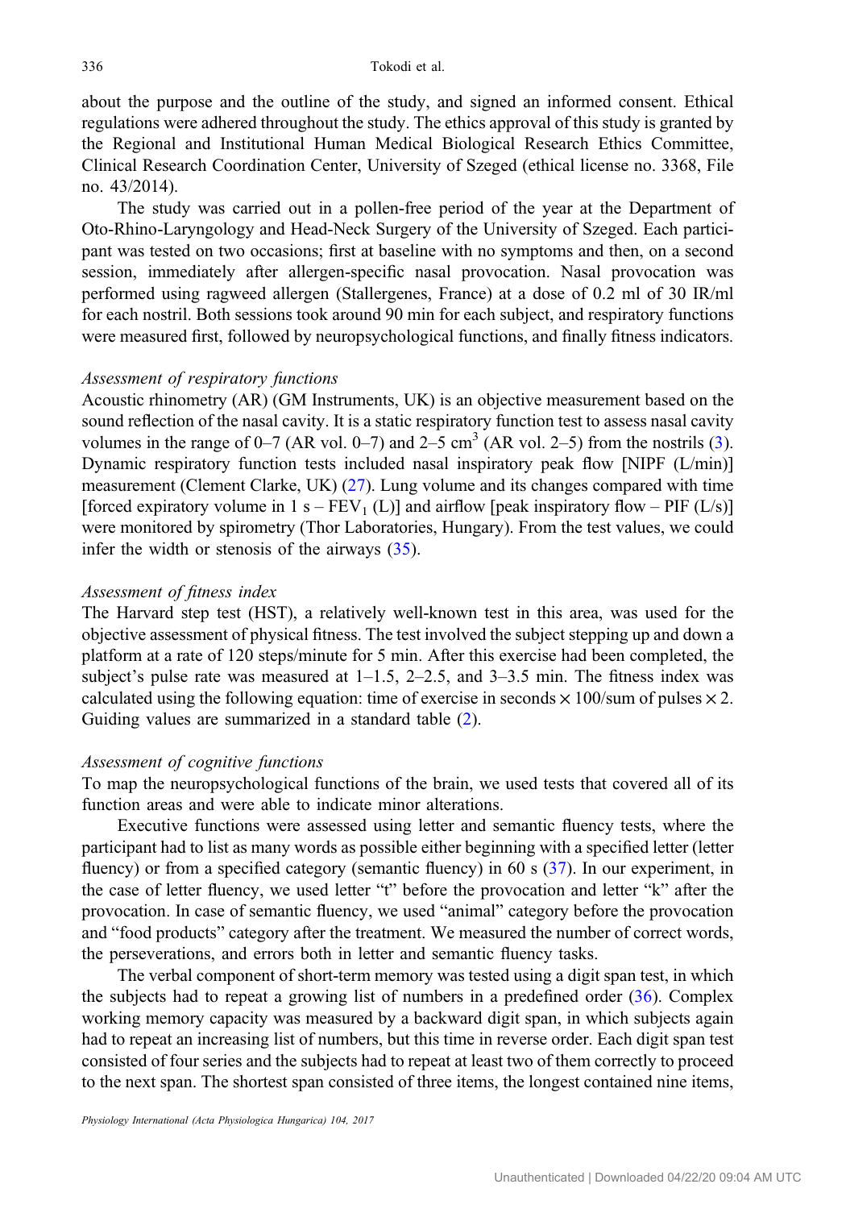about the purpose and the outline of the study, and signed an informed consent. Ethical regulations were adhered throughout the study. The ethics approval of this study is granted by the Regional and Institutional Human Medical Biological Research Ethics Committee, Clinical Research Coordination Center, University of Szeged (ethical license no. 3368, File no. 43/2014).

The study was carried out in a pollen-free period of the year at the Department of Oto-Rhino-Laryngology and Head-Neck Surgery of the University of Szeged. Each participant was tested on two occasions; first at baseline with no symptoms and then, on a second session, immediately after allergen-specific nasal provocation. Nasal provocation was performed using ragweed allergen (Stallergenes, France) at a dose of 0.2 ml of 30 IR/ml for each nostril. Both sessions took around 90 min for each subject, and respiratory functions were measured first, followed by neuropsychological functions, and finally fitness indicators.

*Assessment of respiratory functions*

Acoustic rhinometry (AR) (GM Instruments, UK) is an objective measurement based on the sound reflection of the nasal cavity. It is a static respiratory function test to assess nasal cavity volumes in the range of 0–7 (AR vol. 0–7) and 2–5 $cm^3$ (AR vol. 2–5) from the nostrils (3). Dynamic respiratory function tests included nasal inspiratory peak flow [NIPF (L/min)] measurement (Clement Clarke, UK) (27). Lung volume and its changes compared with time [forced expiratory volume in 1 s – $FEV_1$ (L)] and airflow [peak inspiratory flow – PIF (L/s)] were monitored by spirometry (Thor Laboratories, Hungary). From the test values, we could infer the width or stenosis of the airways (35).

*Assessment of fitness index*

The Harvard step test (HST), a relatively well-known test in this area, was used for the objective assessment of physical fitness. The test involved the subject stepping up and down a platform at a rate of 120 steps/minute for 5 min. After this exercise had been completed, the subject's pulse rate was measured at 1–1.5, 2–2.5, and 3–3.5 min. The fitness index was calculated using the following equation: time of exercise in seconds $\times$ 100/sum of pulses $\times$ 2. Guiding values are summarized in a standard table (2).

*Assessment of cognitive functions*

To map the neuropsychological functions of the brain, we used tests that covered all of its function areas and were able to indicate minor alterations.

Executive functions were assessed using letter and semantic fluency tests, where the participant had to list as many words as possible either beginning with a specified letter (letter fluency) or from a specified category (semantic fluency) in 60 s (37). In our experiment, in the case of letter fluency, we used letter "t" before the provocation and letter "k" after the provocation. In case of semantic fluency, we used "animal" category before the provocation and "food products" category after the treatment. We measured the number of correct words, the perseverations, and errors both in letter and semantic fluency tasks.

The verbal component of short-term memory was tested using a digit span test, in which the subjects had to repeat a growing list of numbers in a predefined order (36). Complex working memory capacity was measured by a backward digit span, in which subjects again had to repeat an increasing list of numbers, but this time in reverse order. Each digit span test consisted of four series and the subjects had to repeat at least two of them correctly to proceed to the next span. The shortest span consisted of three items, the longest contained nine items,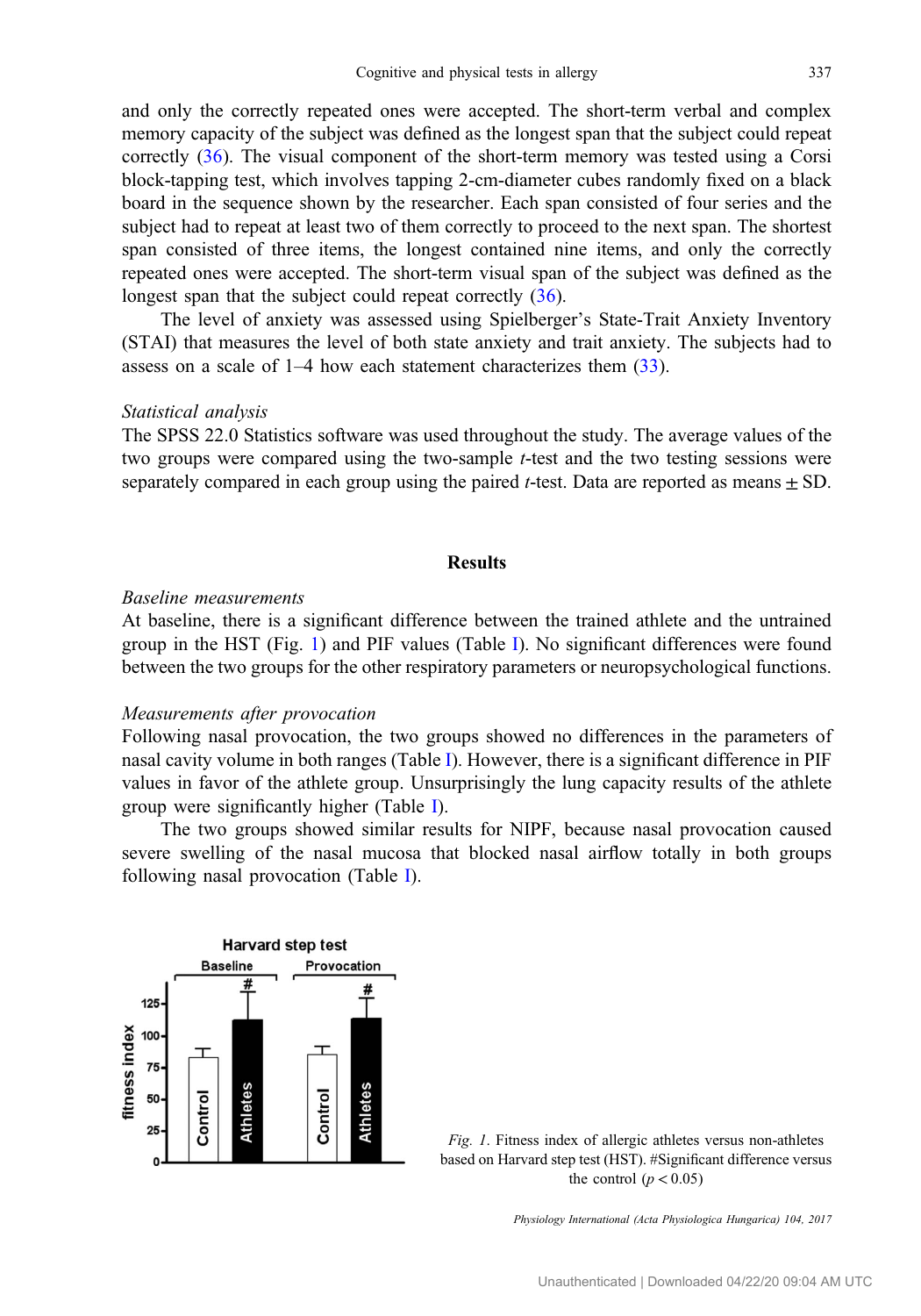and only the correctly repeated ones were accepted. The short-term verbal and complex memory capacity of the subject was defined as the longest span that the subject could repeat correctly (36). The visual component of the short-term memory was tested using a Corsi block-tapping test, which involves tapping 2-cm-diameter cubes randomly fixed on a black board in the sequence shown by the researcher. Each span consisted of four series and the subject had to repeat at least two of them correctly to proceed to the next span. The shortest span consisted of three items, the longest contained nine items, and only the correctly repeated ones were accepted. The short-term visual span of the subject was defined as the longest span that the subject could repeat correctly (36).

The level of anxiety was assessed using Spielberger's State-Trait Anxiety Inventory (STAI) that measures the level of both state anxiety and trait anxiety. The subjects had to assess on a scale of 1–4 how each statement characterizes them (33).

*Statistical analysis*

The SPSS 22.0 Statistics software was used throughout the study. The average values of the two groups were compared using the two-sample *t*-test and the two testing sessions were separately compared in each group using the paired *t*-test. Data are reported as means ± SD.

## Results

*Baseline measurements*

At baseline, there is a significant difference between the trained athlete and the untrained group in the HST (Fig. 1) and PIF values (Table I). No significant differences were found between the two groups for the other respiratory parameters or neuropsychological functions.

*Measurements after provocation*

Following nasal provocation, the two groups showed no differences in the parameters of nasal cavity volume in both ranges (Table I). However, there is a significant difference in PIF values in favor of the athlete group. Unsurprisingly the lung capacity results of the athlete group were significantly higher (Table I).

The two groups showed similar results for NIPF, because nasal provocation caused severe swelling of the nasal mucosa that blocked nasal airflow totally in both groups following nasal provocation (Table I).

*Fig. 1.* Fitness index of allergic athletes versus non-athletes based on Harvard step test (HST). #Significant difference versus the control ($p < 0.05$)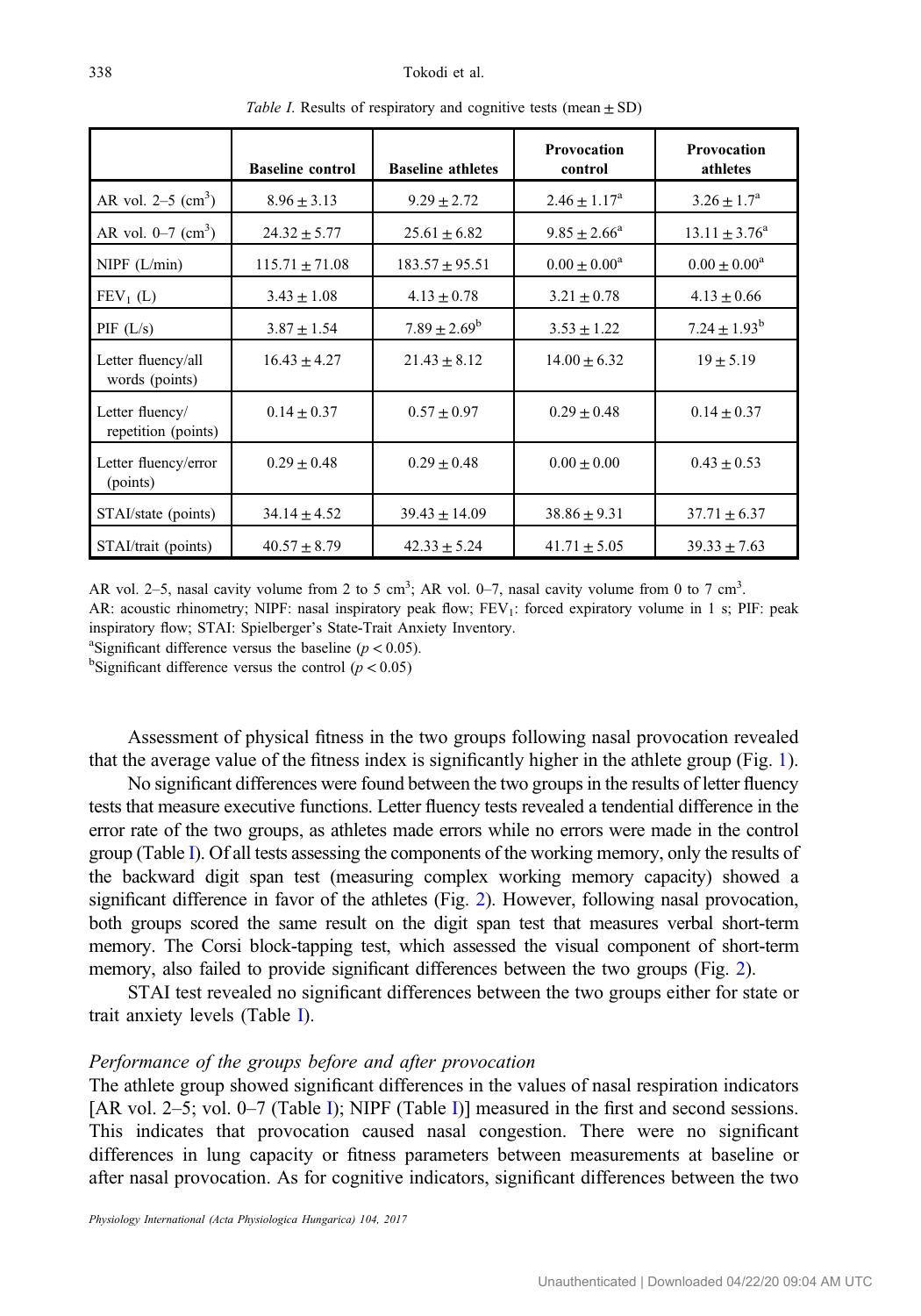*Table I.* Results of respiratory and cognitive tests (mean ± SD)

| | Baseline control | Baseline athletes | Provocation control | Provocation athletes |
|---|---|---|---|---|
| AR vol. 2–5 ($cm^3$) | 8.96 ± 3.13 | 9.29 ± 2.72 | 2.46 ± 1.17[a] | 3.26 ± 1.7[a] |
| AR vol. 0–7 ($cm^3$) | 24.32 ± 5.77 | 25.61 ± 6.82 | 9.85 ± 2.66[a] | 13.11 ± 3.76[a] |
| NIPF (L/min) | 115.71 ± 71.08 | 183.57 ± 95.51 | 0.00 ± 0.00[a] | 0.00 ± 0.00[a] |
| $FEV_1$ (L) | 3.43 ± 1.08 | 4.13 ± 0.78 | 3.21 ± 0.78 | 4.13 ± 0.66 |
| PIF (L/s) | 3.87 ± 1.54 | 7.89 ± 2.69[b] | 3.53 ± 1.22 | 7.24 ± 1.93[b] |
| Letter fluency/all words (points) | 16.43 ± 4.27 | 21.43 ± 8.12 | 14.00 ± 6.32 | 19 ± 5.19 |
| Letter fluency/repetition (points) | 0.14 ± 0.37 | 0.57 ± 0.97 | 0.29 ± 0.48 | 0.14 ± 0.37 |
| Letter fluency/error (points) | 0.29 ± 0.48 | 0.29 ± 0.48 | 0.00 ± 0.00 | 0.43 ± 0.53 |
| STAI/state (points) | 34.14 ± 4.52 | 39.43 ± 14.09 | 38.86 ± 9.31 | 37.71 ± 6.37 |
| STAI/trait (points) | 40.57 ± 8.79 | 42.33 ± 5.24 | 41.71 ± 5.05 | 39.33 ± 7.63 |

AR vol. 2–5, nasal cavity volume from 2 to 5 $cm^3$; AR vol. 0–7, nasal cavity volume from 0 to 7 $cm^3$.
AR: acoustic rhinometry; NIPF: nasal inspiratory peak flow; $FEV_1$: forced expiratory volume in 1 s; PIF: peak inspiratory flow; STAI: Spielberger's State-Trait Anxiety Inventory.
[a]Significant difference versus the baseline ($p < 0.05$).
[b]Significant difference versus the control ($p < 0.05$)

Assessment of physical fitness in the two groups following nasal provocation revealed that the average value of the fitness index is significantly higher in the athlete group (Fig. 1).

No significant differences were found between the two groups in the results of letter fluency tests that measure executive functions. Letter fluency tests revealed a tendential difference in the error rate of the two groups, as athletes made errors while no errors were made in the control group (Table I). Of all tests assessing the components of the working memory, only the results of the backward digit span test (measuring complex working memory capacity) showed a significant difference in favor of the athletes (Fig. 2). However, following nasal provocation, both groups scored the same result on the digit span test that measures verbal short-term memory. The Corsi block-tapping test, which assessed the visual component of short-term memory, also failed to provide significant differences between the two groups (Fig. 2).

STAI test revealed no significant differences between the two groups either for state or trait anxiety levels (Table I).

### *Performance of the groups before and after provocation*

The athlete group showed significant differences in the values of nasal respiration indicators [AR vol. 2–5; vol. 0–7 (Table I); NIPF (Table I)] measured in the first and second sessions. This indicates that provocation caused nasal congestion. There were no significant differences in lung capacity or fitness parameters between measurements at baseline or after nasal provocation. As for cognitive indicators, significant differences between the two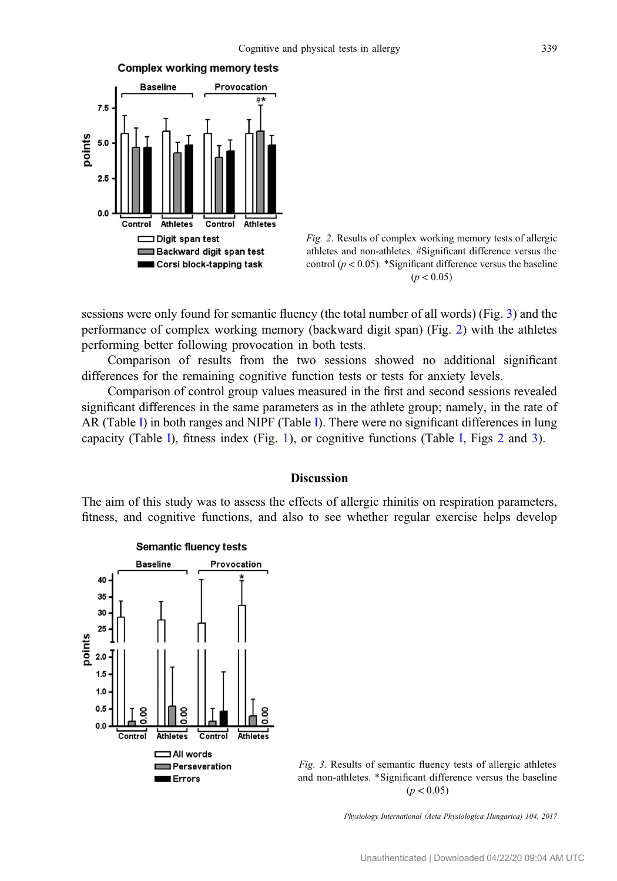*Fig. 2*. Results of complex working memory tests of allergic athletes and non-athletes. #Significant difference versus the control ($p < 0.05$). *Significant difference versus the baseline ($p < 0.05$)

sessions were only found for semantic fluency (the total number of all words) (Fig. 3) and the performance of complex working memory (backward digit span) (Fig. 2) with the athletes performing better following provocation in both tests.

Comparison of results from the two sessions showed no additional significant differences for the remaining cognitive function tests or tests for anxiety levels.

Comparison of control group values measured in the first and second sessions revealed significant differences in the same parameters as in the athlete group; namely, in the rate of AR (Table I) in both ranges and NIPF (Table I). There were no significant differences in lung capacity (Table I), fitness index (Fig. 1), or cognitive functions (Table I, Figs 2 and 3).

## Discussion

The aim of this study was to assess the effects of allergic rhinitis on respiration parameters, fitness, and cognitive functions, and also to see whether regular exercise helps develop

*Fig. 3*. Results of semantic fluency tests of allergic athletes and non-athletes. *Significant difference versus the baseline ($p < 0.05$)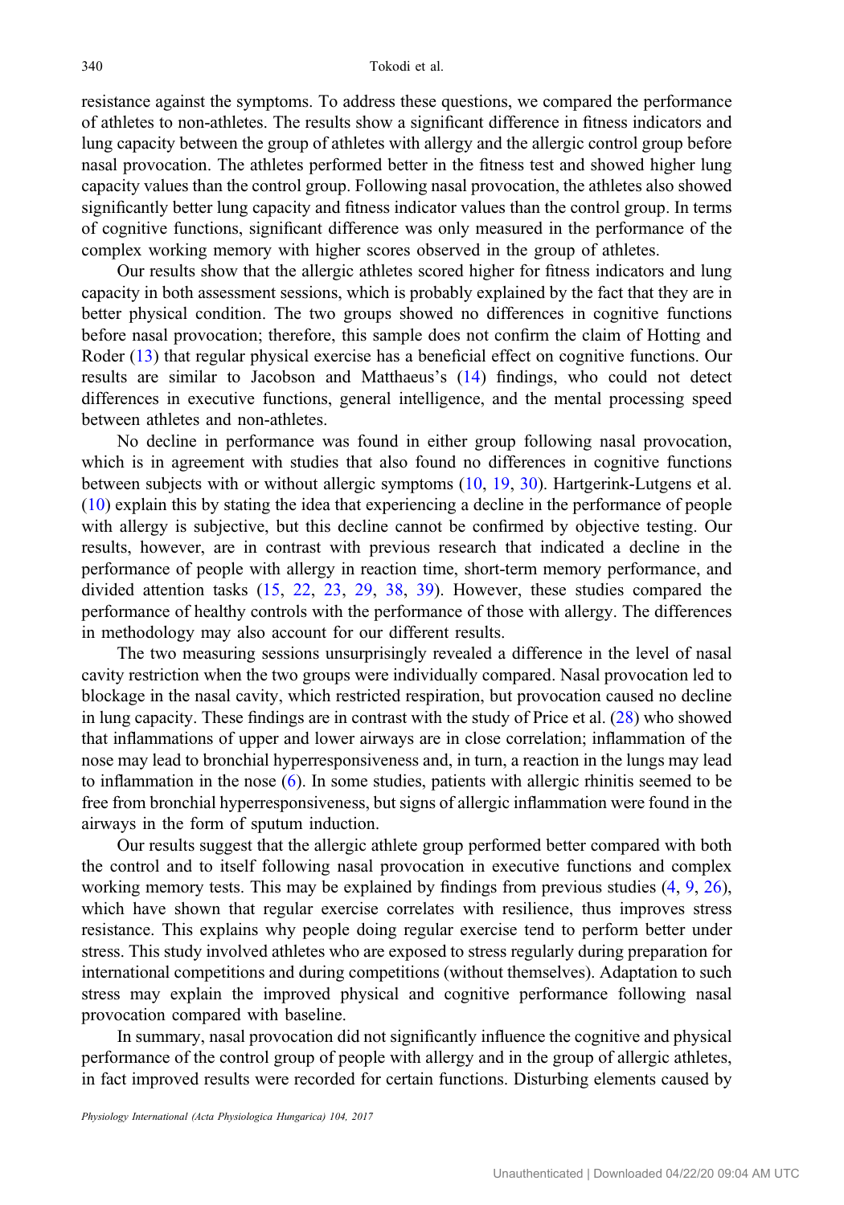resistance against the symptoms. To address these questions, we compared the performance of athletes to non-athletes. The results show a significant difference in fitness indicators and lung capacity between the group of athletes with allergy and the allergic control group before nasal provocation. The athletes performed better in the fitness test and showed higher lung capacity values than the control group. Following nasal provocation, the athletes also showed significantly better lung capacity and fitness indicator values than the control group. In terms of cognitive functions, significant difference was only measured in the performance of the complex working memory with higher scores observed in the group of athletes.

Our results show that the allergic athletes scored higher for fitness indicators and lung capacity in both assessment sessions, which is probably explained by the fact that they are in better physical condition. The two groups showed no differences in cognitive functions before nasal provocation; therefore, this sample does not confirm the claim of Hotting and Roder (13) that regular physical exercise has a beneficial effect on cognitive functions. Our results are similar to Jacobson and Matthaeus's (14) findings, who could not detect differences in executive functions, general intelligence, and the mental processing speed between athletes and non-athletes.

No decline in performance was found in either group following nasal provocation, which is in agreement with studies that also found no differences in cognitive functions between subjects with or without allergic symptoms (10, 19, 30). Hartgerink-Lutgens et al. (10) explain this by stating the idea that experiencing a decline in the performance of people with allergy is subjective, but this decline cannot be confirmed by objective testing. Our results, however, are in contrast with previous research that indicated a decline in the performance of people with allergy in reaction time, short-term memory performance, and divided attention tasks (15, 22, 23, 29, 38, 39). However, these studies compared the performance of healthy controls with the performance of those with allergy. The differences in methodology may also account for our different results.

The two measuring sessions unsurprisingly revealed a difference in the level of nasal cavity restriction when the two groups were individually compared. Nasal provocation led to blockage in the nasal cavity, which restricted respiration, but provocation caused no decline in lung capacity. These findings are in contrast with the study of Price et al. (28) who showed that inflammations of upper and lower airways are in close correlation; inflammation of the nose may lead to bronchial hyperresponsiveness and, in turn, a reaction in the lungs may lead to inflammation in the nose (6). In some studies, patients with allergic rhinitis seemed to be free from bronchial hyperresponsiveness, but signs of allergic inflammation were found in the airways in the form of sputum induction.

Our results suggest that the allergic athlete group performed better compared with both the control and to itself following nasal provocation in executive functions and complex working memory tests. This may be explained by findings from previous studies (4, 9, 26), which have shown that regular exercise correlates with resilience, thus improves stress resistance. This explains why people doing regular exercise tend to perform better under stress. This study involved athletes who are exposed to stress regularly during preparation for international competitions and during competitions (without themselves). Adaptation to such stress may explain the improved physical and cognitive performance following nasal provocation compared with baseline.

In summary, nasal provocation did not significantly influence the cognitive and physical performance of the control group of people with allergy and in the group of allergic athletes, in fact improved results were recorded for certain functions. Disturbing elements caused by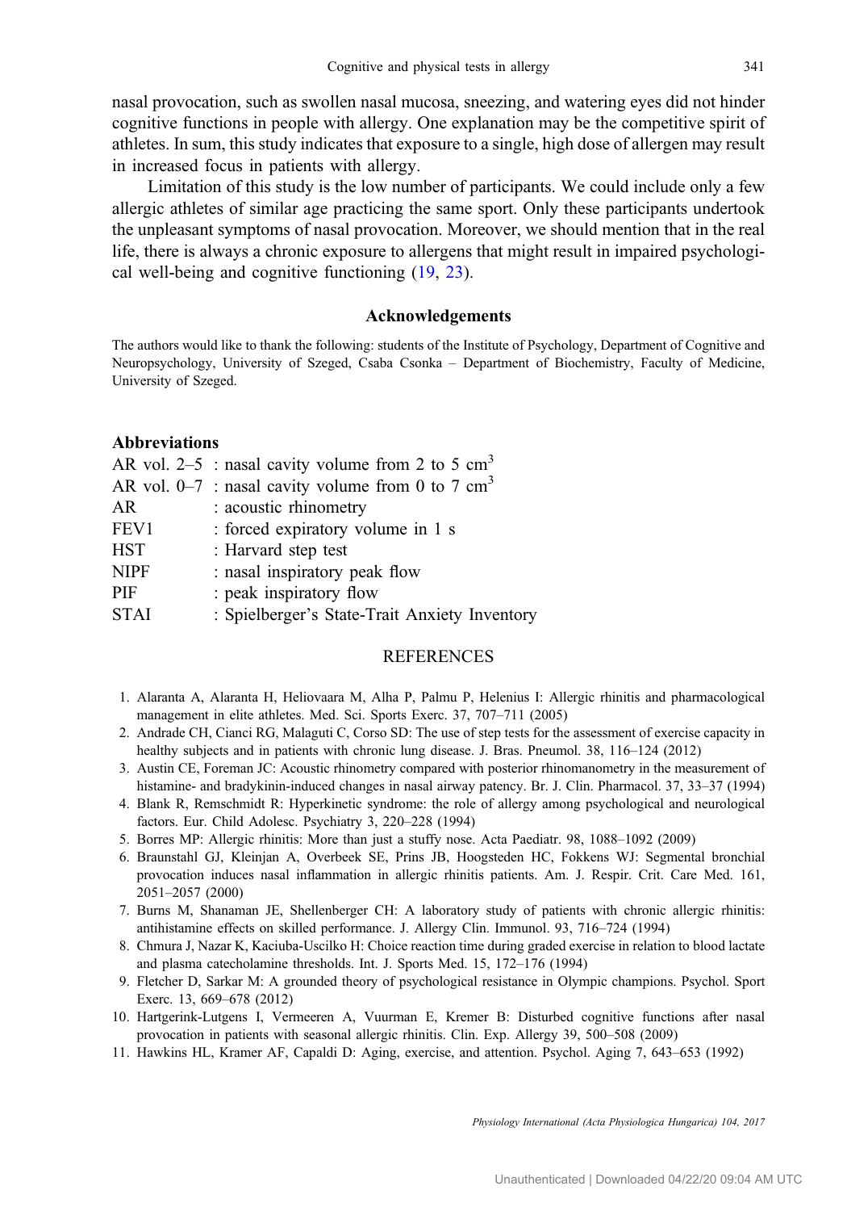nasal provocation, such as swollen nasal mucosa, sneezing, and watering eyes did not hinder cognitive functions in people with allergy. One explanation may be the competitive spirit of athletes. In sum, this study indicates that exposure to a single, high dose of allergen may result in increased focus in patients with allergy.

Limitation of this study is the low number of participants. We could include only a few allergic athletes of similar age practicing the same sport. Only these participants undertook the unpleasant symptoms of nasal provocation. Moreover, we should mention that in the real life, there is always a chronic exposure to allergens that might result in impaired psychological well-being and cognitive functioning (19, 23).

## Acknowledgements

The authors would like to thank the following: students of the Institute of Psychology, Department of Cognitive and Neuropsychology, University of Szeged, Csaba Csonka – Department of Biochemistry, Faculty of Medicine, University of Szeged.

## Abbreviations

- AR vol. 2–5 : nasal cavity volume from 2 to 5 $cm^3$
- AR vol. 0–7 : nasal cavity volume from 0 to 7 $cm^3$
- AR : acoustic rhinometry
- FEV1 : forced expiratory volume in 1 s
- HST : Harvard step test
- NIPF : nasal inspiratory peak flow
- PIF : peak inspiratory flow
- STAI : Spielberger's State-Trait Anxiety Inventory

## REFERENCES

1. Alaranta A, Alaranta H, Heliovaara M, Alha P, Palmu P, Helenius I: Allergic rhinitis and pharmacological management in elite athletes. Med. Sci. Sports Exerc. 37, 707–711 (2005)
2. Andrade CH, Cianci RG, Malaguti C, Corso SD: The use of step tests for the assessment of exercise capacity in healthy subjects and in patients with chronic lung disease. J. Bras. Pneumol. 38, 116–124 (2012)
3. Austin CE, Foreman JC: Acoustic rhinometry compared with posterior rhinomanometry in the measurement of histamine- and bradykinin-induced changes in nasal airway patency. Br. J. Clin. Pharmacol. 37, 33–37 (1994)
4. Blank R, Remschmidt R: Hyperkinetic syndrome: the role of allergy among psychological and neurological factors. Eur. Child Adolesc. Psychiatry 3, 220–228 (1994)
5. Borres MP: Allergic rhinitis: More than just a stuffy nose. Acta Paediatr. 98, 1088–1092 (2009)
6. Braunstahl GJ, Kleinjan A, Overbeek SE, Prins JB, Hoogsteden HC, Fokkens WJ: Segmental bronchial provocation induces nasal inflammation in allergic rhinitis patients. Am. J. Respir. Crit. Care Med. 161, 2051–2057 (2000)
7. Burns M, Shanaman JE, Shellenberger CH: A laboratory study of patients with chronic allergic rhinitis: antihistamine effects on skilled performance. J. Allergy Clin. Immunol. 93, 716–724 (1994)
8. Chmura J, Nazar K, Kaciuba-Uscilko H: Choice reaction time during graded exercise in relation to blood lactate and plasma catecholamine thresholds. Int. J. Sports Med. 15, 172–176 (1994)
9. Fletcher D, Sarkar M: A grounded theory of psychological resistance in Olympic champions. Psychol. Sport Exerc. 13, 669–678 (2012)
10. Hartgerink-Lutgens I, Vermeeren A, Vuurman E, Kremer B: Disturbed cognitive functions after nasal provocation in patients with seasonal allergic rhinitis. Clin. Exp. Allergy 39, 500–508 (2009)
11. Hawkins HL, Kramer AF, Capaldi D: Aging, exercise, and attention. Psychol. Aging 7, 643–653 (1992)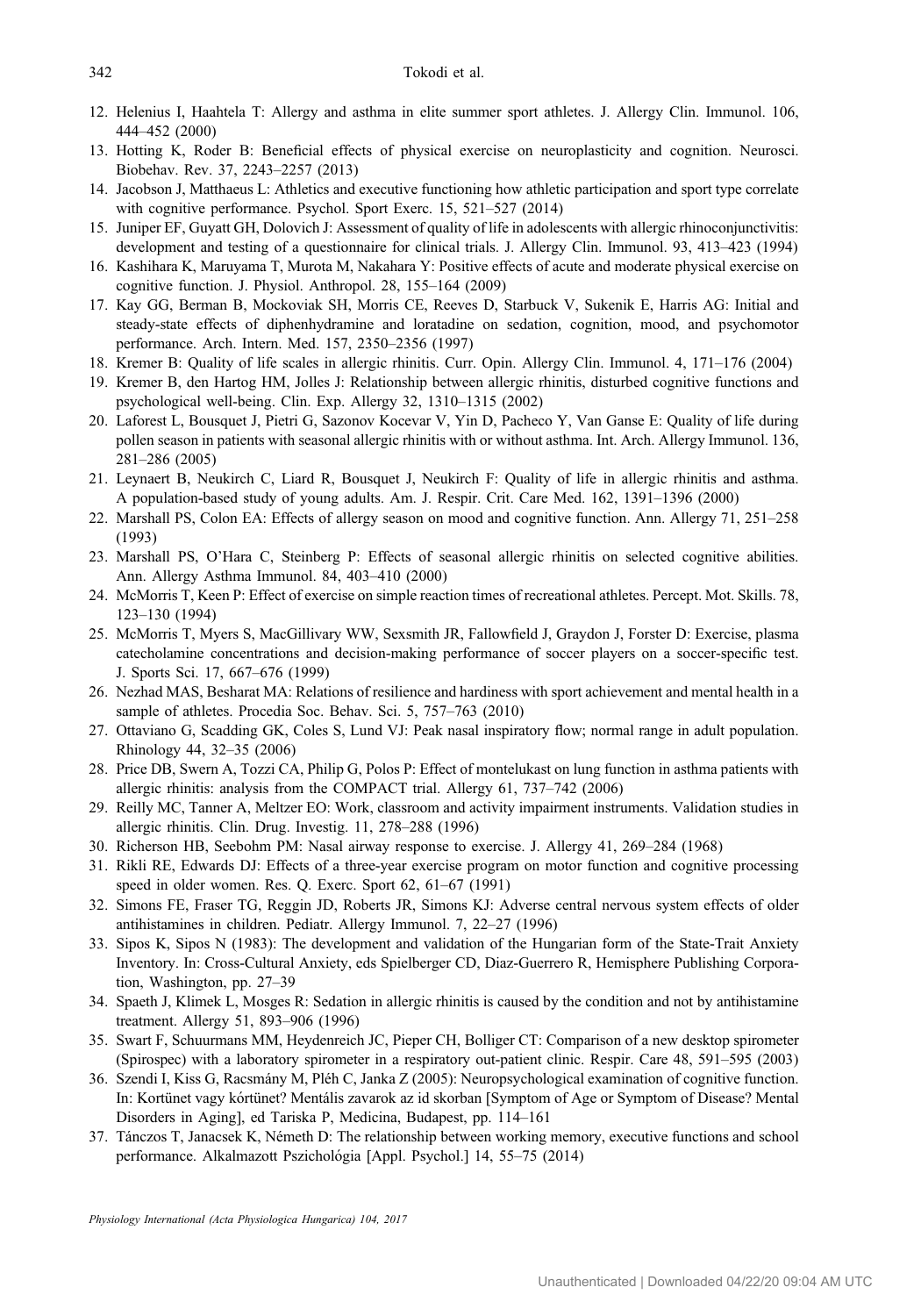12. Helenius I, Haahtela T: Allergy and asthma in elite summer sport athletes. J. Allergy Clin. Immunol. 106, 444–452 (2000)
13. Hotting K, Roder B: Beneficial effects of physical exercise on neuroplasticity and cognition. Neurosci. Biobehav. Rev. 37, 2243–2257 (2013)
14. Jacobson J, Matthaeus L: Athletics and executive functioning how athletic participation and sport type correlate with cognitive performance. Psychol. Sport Exerc. 15, 521–527 (2014)
15. Juniper EF, Guyatt GH, Dolovich J: Assessment of quality of life in adolescents with allergic rhinoconjunctivitis: development and testing of a questionnaire for clinical trials. J. Allergy Clin. Immunol. 93, 413–423 (1994)
16. Kashihara K, Maruyama T, Murota M, Nakahara Y: Positive effects of acute and moderate physical exercise on cognitive function. J. Physiol. Anthropol. 28, 155–164 (2009)
17. Kay GG, Berman B, Mockoviak SH, Morris CE, Reeves D, Starbuck V, Sukenik E, Harris AG: Initial and steady-state effects of diphenhydramine and loratadine on sedation, cognition, mood, and psychomotor performance. Arch. Intern. Med. 157, 2350–2356 (1997)
18. Kremer B: Quality of life scales in allergic rhinitis. Curr. Opin. Allergy Clin. Immunol. 4, 171–176 (2004)
19. Kremer B, den Hartog HM, Jolles J: Relationship between allergic rhinitis, disturbed cognitive functions and psychological well-being. Clin. Exp. Allergy 32, 1310–1315 (2002)
20. Laforest L, Bousquet J, Pietri G, Sazonov Kocevar V, Yin D, Pacheco Y, Van Ganse E: Quality of life during pollen season in patients with seasonal allergic rhinitis with or without asthma. Int. Arch. Allergy Immunol. 136, 281–286 (2005)
21. Leynaert B, Neukirch C, Liard R, Bousquet J, Neukirch F: Quality of life in allergic rhinitis and asthma. A population-based study of young adults. Am. J. Respir. Crit. Care Med. 162, 1391–1396 (2000)
22. Marshall PS, Colon EA: Effects of allergy season on mood and cognitive function. Ann. Allergy 71, 251–258 (1993)
23. Marshall PS, O'Hara C, Steinberg P: Effects of seasonal allergic rhinitis on selected cognitive abilities. Ann. Allergy Asthma Immunol. 84, 403–410 (2000)
24. McMorris T, Keen P: Effect of exercise on simple reaction times of recreational athletes. Percept. Mot. Skills. 78, 123–130 (1994)
25. McMorris T, Myers S, MacGillivary WW, Sexsmith JR, Fallowfield J, Graydon J, Forster D: Exercise, plasma catecholamine concentrations and decision-making performance of soccer players on a soccer-specific test. J. Sports Sci. 17, 667–676 (1999)
26. Nezhad MAS, Besharat MA: Relations of resilience and hardiness with sport achievement and mental health in a sample of athletes. Procedia Soc. Behav. Sci. 5, 757–763 (2010)
27. Ottaviano G, Scadding GK, Coles S, Lund VJ: Peak nasal inspiratory flow; normal range in adult population. Rhinology 44, 32–35 (2006)
28. Price DB, Swern A, Tozzi CA, Philip G, Polos P: Effect of montelukast on lung function in asthma patients with allergic rhinitis: analysis from the COMPACT trial. Allergy 61, 737–742 (2006)
29. Reilly MC, Tanner A, Meltzer EO: Work, classroom and activity impairment instruments. Validation studies in allergic rhinitis. Clin. Drug. Investig. 11, 278–288 (1996)
30. Richerson HB, Seebohm PM: Nasal airway response to exercise. J. Allergy 41, 269–284 (1968)
31. Rikli RE, Edwards DJ: Effects of a three-year exercise program on motor function and cognitive processing speed in older women. Res. Q. Exerc. Sport 62, 61–67 (1991)
32. Simons FE, Fraser TG, Reggin JD, Roberts JR, Simons KJ: Adverse central nervous system effects of older antihistamines in children. Pediatr. Allergy Immunol. 7, 22–27 (1996)
33. Sipos K, Sipos N (1983): The development and validation of the Hungarian form of the State-Trait Anxiety Inventory. In: Cross-Cultural Anxiety, eds Spielberger CD, Diaz-Guerrero R, Hemisphere Publishing Corporation, Washington, pp. 27–39
34. Spaeth J, Klimek L, Mosges R: Sedation in allergic rhinitis is caused by the condition and not by antihistamine treatment. Allergy 51, 893–906 (1996)
35. Swart F, Schuurmans MM, Heydenreich JC, Pieper CH, Bolliger CT: Comparison of a new desktop spirometer (Spirospec) with a laboratory spirometer in a respiratory out-patient clinic. Respir. Care 48, 591–595 (2003)
36. Szendi I, Kiss G, Racsmány M, Pléh C, Janka Z (2005): Neuropsychological examination of cognitive function. In: Kortünet vagy kórtünet? Mentális zavarok az id skorban [Symptom of Age or Symptom of Disease? Mental Disorders in Aging], ed Tariska P, Medicina, Budapest, pp. 114–161
37. Tánczos T, Janacsek K, Németh D: The relationship between working memory, executive functions and school performance. Alkalmazott Pszichológia [Appl. Psychol.] 14, 55–75 (2014)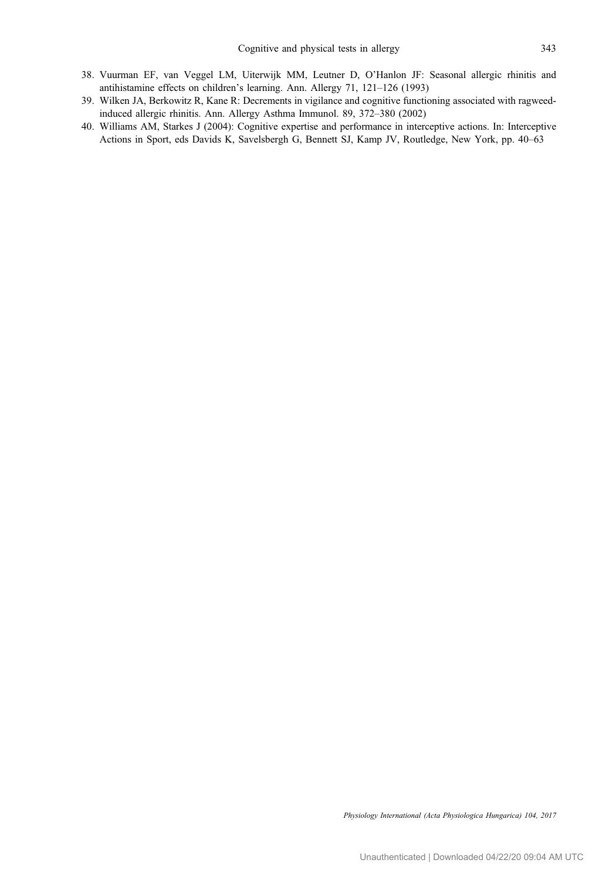38. Vuurman EF, van Veggel LM, Uiterwijk MM, Leutner D, O'Hanlon JF: Seasonal allergic rhinitis and antihistamine effects on children's learning. Ann. Allergy 71, 121–126 (1993)
39. Wilken JA, Berkowitz R, Kane R: Decrements in vigilance and cognitive functioning associated with ragweed-induced allergic rhinitis. Ann. Allergy Asthma Immunol. 89, 372–380 (2002)
40. Williams AM, Starkes J (2004): Cognitive expertise and performance in interceptive actions. In: Interceptive Actions in Sport, eds Davids K, Savelsbergh G, Bennett SJ, Kamp JV, Routledge, New York, pp. 40–63